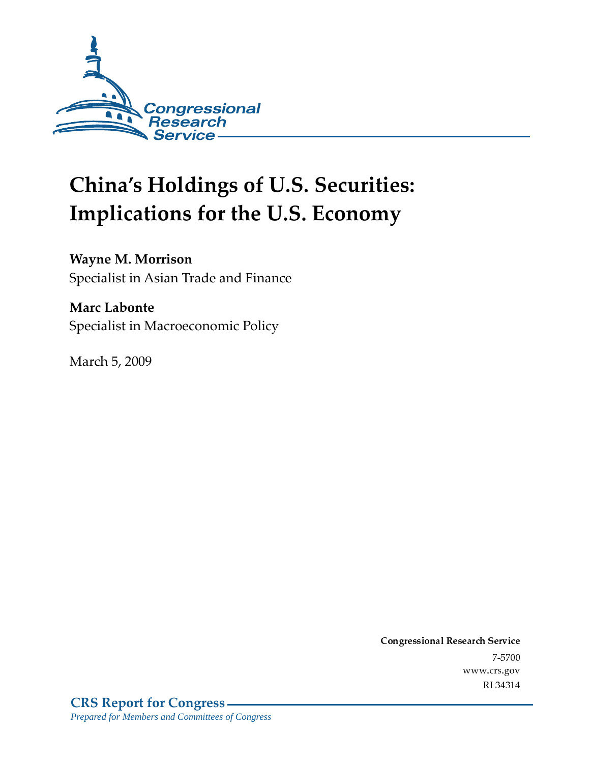Congressional Research Service

# China's Holdings of U.S. Securities: Implications for the U.S. Economy

**Wayne M. Morrison**
Specialist in Asian Trade and Finance

**Marc Labonte**
Specialist in Macroeconomic Policy

March 5, 2009

**Congressional Research Service**
7-5700
www.crs.gov
RL34314

**CRS Report for Congress**
*Prepared for Members and Committees of Congress*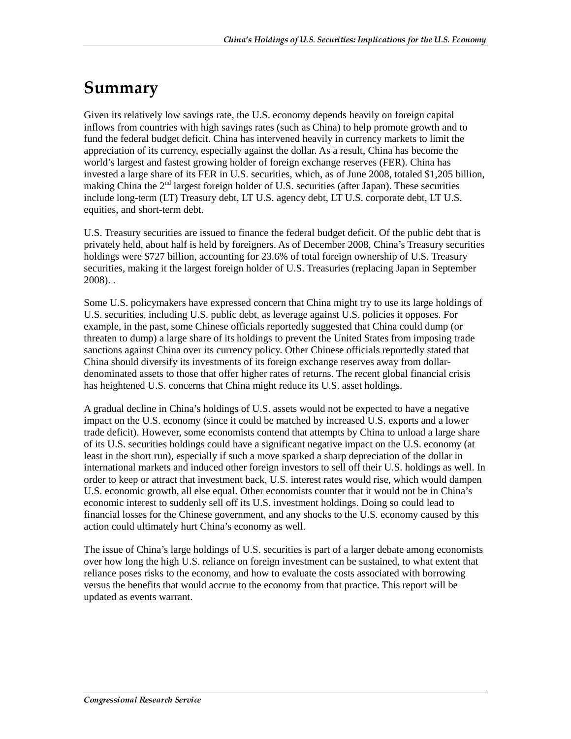# Summary

Given its relatively low savings rate, the U.S. economy depends heavily on foreign capital inflows from countries with high savings rates (such as China) to help promote growth and to fund the federal budget deficit. China has intervened heavily in currency markets to limit the appreciation of its currency, especially against the dollar. As a result, China has become the world's largest and fastest growing holder of foreign exchange reserves (FER). China has invested a large share of its FER in U.S. securities, which, as of June 2008, totaled $1,205 billion, making China the 2nd largest foreign holder of U.S. securities (after Japan). These securities include long-term (LT) Treasury debt, LT U.S. agency debt, LT U.S. corporate debt, LT U.S. equities, and short-term debt.

U.S. Treasury securities are issued to finance the federal budget deficit. Of the public debt that is privately held, about half is held by foreigners. As of December 2008, China's Treasury securities holdings were $727 billion, accounting for 23.6% of total foreign ownership of U.S. Treasury securities, making it the largest foreign holder of U.S. Treasuries (replacing Japan in September 2008). .

Some U.S. policymakers have expressed concern that China might try to use its large holdings of U.S. securities, including U.S. public debt, as leverage against U.S. policies it opposes. For example, in the past, some Chinese officials reportedly suggested that China could dump (or threaten to dump) a large share of its holdings to prevent the United States from imposing trade sanctions against China over its currency policy. Other Chinese officials reportedly stated that China should diversify its investments of its foreign exchange reserves away from dollar-denominated assets to those that offer higher rates of returns. The recent global financial crisis has heightened U.S. concerns that China might reduce its U.S. asset holdings.

A gradual decline in China's holdings of U.S. assets would not be expected to have a negative impact on the U.S. economy (since it could be matched by increased U.S. exports and a lower trade deficit). However, some economists contend that attempts by China to unload a large share of its U.S. securities holdings could have a significant negative impact on the U.S. economy (at least in the short run), especially if such a move sparked a sharp depreciation of the dollar in international markets and induced other foreign investors to sell off their U.S. holdings as well. In order to keep or attract that investment back, U.S. interest rates would rise, which would dampen U.S. economic growth, all else equal. Other economists counter that it would not be in China's economic interest to suddenly sell off its U.S. investment holdings. Doing so could lead to financial losses for the Chinese government, and any shocks to the U.S. economy caused by this action could ultimately hurt China's economy as well.

The issue of China's large holdings of U.S. securities is part of a larger debate among economists over how long the high U.S. reliance on foreign investment can be sustained, to what extent that reliance poses risks to the economy, and how to evaluate the costs associated with borrowing versus the benefits that would accrue to the economy from that practice. This report will be updated as events warrant.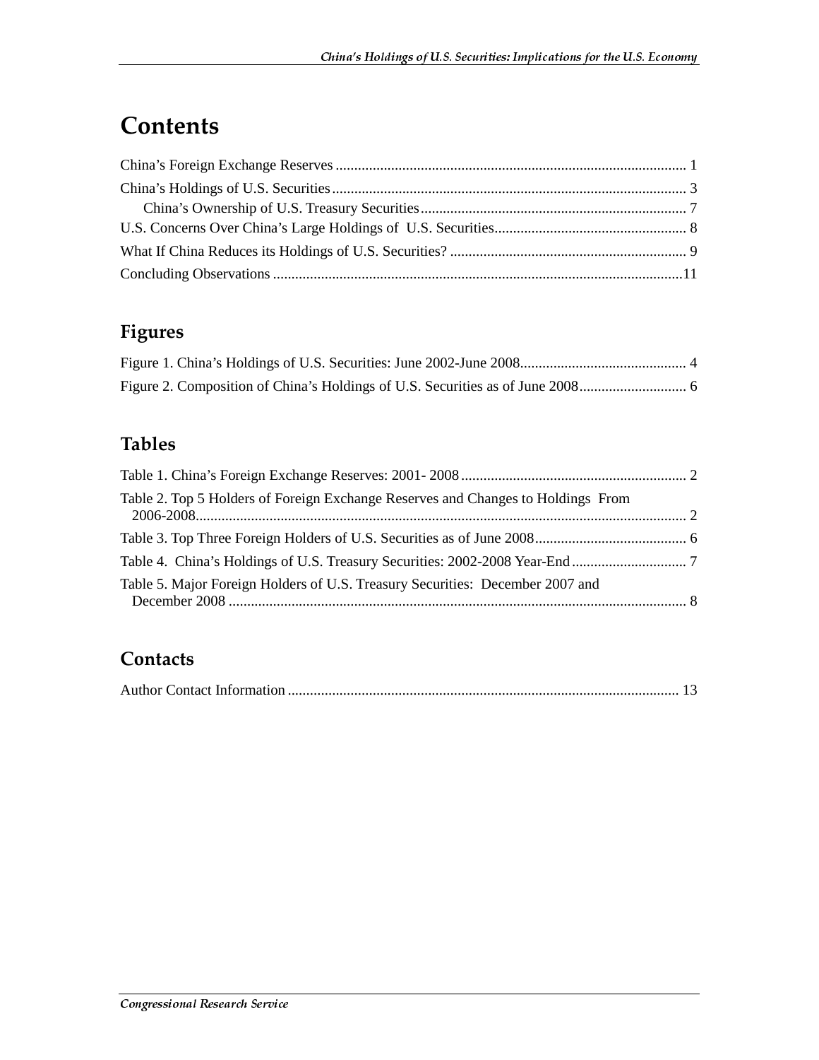# Contents

China's Foreign Exchange Reserves ..................................................................................... 1

China's Holdings of U.S. Securities ..................................................................................... 3

  China's Ownership of U.S. Treasury Securities .............................................................. 7

U.S. Concerns Over China's Large Holdings of U.S. Securities ............................................ 8

What If China Reduces its Holdings of U.S. Securities? ...................................................... 9

Concluding Observations ....................................................................................................11

## Figures

Figure 1. China's Holdings of U.S. Securities: June 2002-June 2008 ..................................... 4

Figure 2. Composition of China's Holdings of U.S. Securities as of June 2008 ..................... 6

## Tables

Table 1. China's Foreign Exchange Reserves: 2001- 2008 ..................................................... 2

Table 2. Top 5 Holders of Foreign Exchange Reserves and Changes to Holdings From 2006-2008 ......................................................................................................................... 2

Table 3. Top Three Foreign Holders of U.S. Securities as of June 2008 ................................. 6

Table 4. China's Holdings of U.S. Treasury Securities: 2002-2008 Year-End ....................... 7

Table 5. Major Foreign Holders of U.S. Treasury Securities: December 2007 and December 2008 ................................................................................................................ 8

## Contacts

Author Contact Information ................................................................................................ 13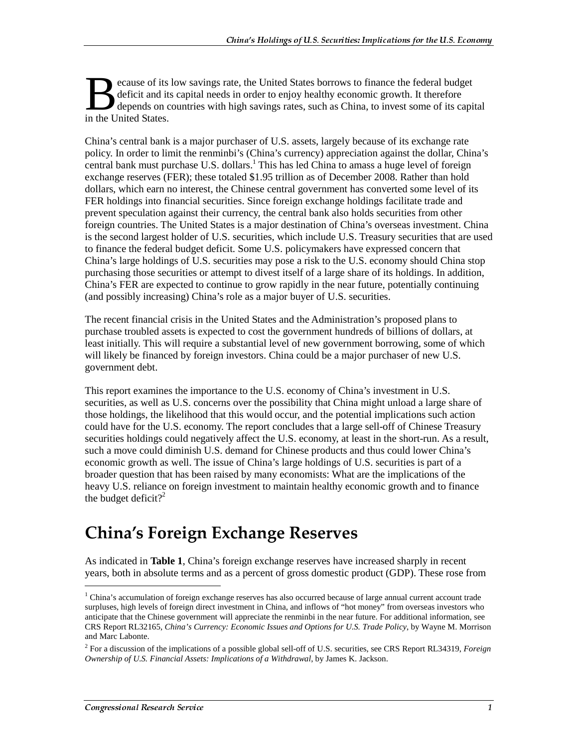Because of its low savings rate, the United States borrows to finance the federal budget deficit and its capital needs in order to enjoy healthy economic growth. It therefore depends on countries with high savings rates, such as China, to invest some of its capital in the United States.

China's central bank is a major purchaser of U.S. assets, largely because of its exchange rate policy. In order to limit the renminbi's (China's currency) appreciation against the dollar, China's central bank must purchase U.S. dollars.[1] This has led China to amass a huge level of foreign exchange reserves (FER); these totaled $1.95 trillion as of December 2008. Rather than hold dollars, which earn no interest, the Chinese central government has converted some level of its FER holdings into financial securities. Since foreign exchange holdings facilitate trade and prevent speculation against their currency, the central bank also holds securities from other foreign countries. The United States is a major destination of China's overseas investment. China is the second largest holder of U.S. securities, which include U.S. Treasury securities that are used to finance the federal budget deficit. Some U.S. policymakers have expressed concern that China's large holdings of U.S. securities may pose a risk to the U.S. economy should China stop purchasing those securities or attempt to divest itself of a large share of its holdings. In addition, China's FER are expected to continue to grow rapidly in the near future, potentially continuing (and possibly increasing) China's role as a major buyer of U.S. securities.

The recent financial crisis in the United States and the Administration's proposed plans to purchase troubled assets is expected to cost the government hundreds of billions of dollars, at least initially. This will require a substantial level of new government borrowing, some of which will likely be financed by foreign investors. China could be a major purchaser of new U.S. government debt.

This report examines the importance to the U.S. economy of China's investment in U.S. securities, as well as U.S. concerns over the possibility that China might unload a large share of those holdings, the likelihood that this would occur, and the potential implications such action could have for the U.S. economy. The report concludes that a large sell-off of Chinese Treasury securities holdings could negatively affect the U.S. economy, at least in the short-run. As a result, such a move could diminish U.S. demand for Chinese products and thus could lower China's economic growth as well. The issue of China's large holdings of U.S. securities is part of a broader question that has been raised by many economists: What are the implications of the heavy U.S. reliance on foreign investment to maintain healthy economic growth and to finance the budget deficit?[2]

# China's Foreign Exchange Reserves

As indicated in **Table 1**, China's foreign exchange reserves have increased sharply in recent years, both in absolute terms and as a percent of gross domestic product (GDP). These rose from

[1] China's accumulation of foreign exchange reserves has also occurred because of large annual current account trade surpluses, high levels of foreign direct investment in China, and inflows of "hot money" from overseas investors who anticipate that the Chinese government will appreciate the renminbi in the near future. For additional information, see CRS Report RL32165, *China's Currency: Economic Issues and Options for U.S. Trade Policy*, by Wayne M. Morrison and Marc Labonte.

[2] For a discussion of the implications of a possible global sell-off of U.S. securities, see CRS Report RL34319, *Foreign Ownership of U.S. Financial Assets: Implications of a Withdrawal*, by James K. Jackson.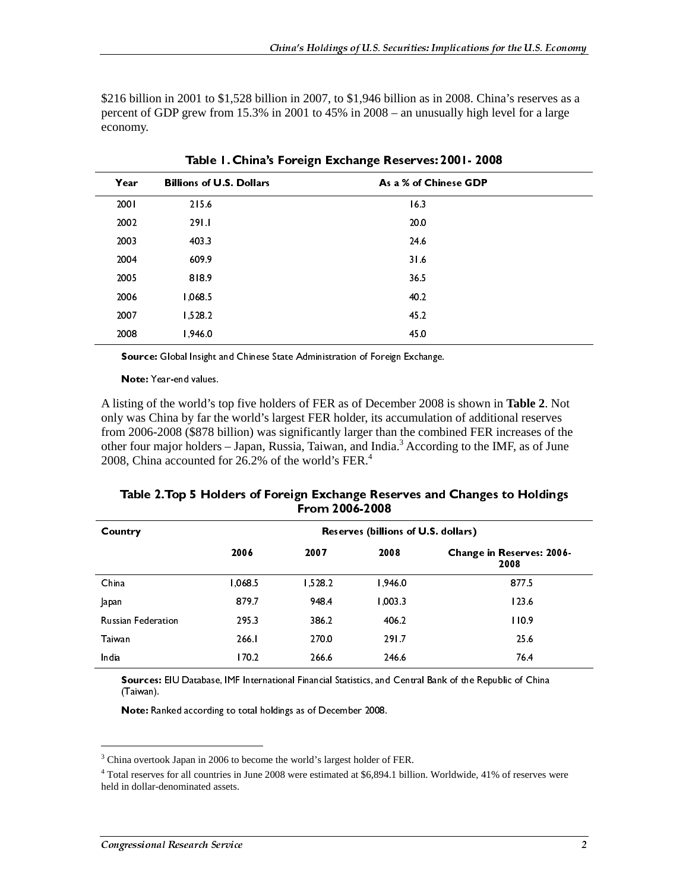$216 billion in 2001 to $1,528 billion in 2007, to $1,946 billion as in 2008. China's reserves as a percent of GDP grew from 15.3% in 2001 to 45% in 2008 – an unusually high level for a large economy.

**Table 1. China's Foreign Exchange Reserves: 2001- 2008**

| Year | Billions of U.S. Dollars | As a % of Chinese GDP |
|---|---|---|
| 2001 | 215.6 | 16.3 |
| 2002 | 291.1 | 20.0 |
| 2003 | 403.3 | 24.6 |
| 2004 | 609.9 | 31.6 |
| 2005 | 818.9 | 36.5 |
| 2006 | 1,068.5 | 40.2 |
| 2007 | 1,528.2 | 45.2 |
| 2008 | 1,946.0 | 45.0 |

**Source:** Global Insight and Chinese State Administration of Foreign Exchange.

**Note:** Year-end values.

A listing of the world's top five holders of FER as of December 2008 is shown in **Table 2**. Not only was China by far the world's largest FER holder, its accumulation of additional reserves from 2006-2008 ($878 billion) was significantly larger than the combined FER increases of the other four major holders – Japan, Russia, Taiwan, and India.[3] According to the IMF, as of June 2008, China accounted for 26.2% of the world's FER.[4]

**Table 2. Top 5 Holders of Foreign Exchange Reserves and Changes to Holdings From 2006-2008**

| Country | Reserves (billions of U.S. dollars) | | | |
|---|---|---|---|---|
| | 2006 | 2007 | 2008 | Change in Reserves: 2006-2008 |
| China | 1,068.5 | 1,528.2 | 1,946.0 | 877.5 |
| Japan | 879.7 | 948.4 | 1,003.3 | 123.6 |
| Russian Federation | 295.3 | 386.2 | 406.2 | 110.9 |
| Taiwan | 266.1 | 270.0 | 291.7 | 25.6 |
| India | 170.2 | 266.6 | 246.6 | 76.4 |

**Sources:** EIU Database, IMF International Financial Statistics, and Central Bank of the Republic of China (Taiwan).

**Note:** Ranked according to total holdings as of December 2008.

---

[3] China overtook Japan in 2006 to become the world's largest holder of FER.

[4] Total reserves for all countries in June 2008 were estimated at $6,894.1 billion. Worldwide, 41% of reserves were held in dollar-denominated assets.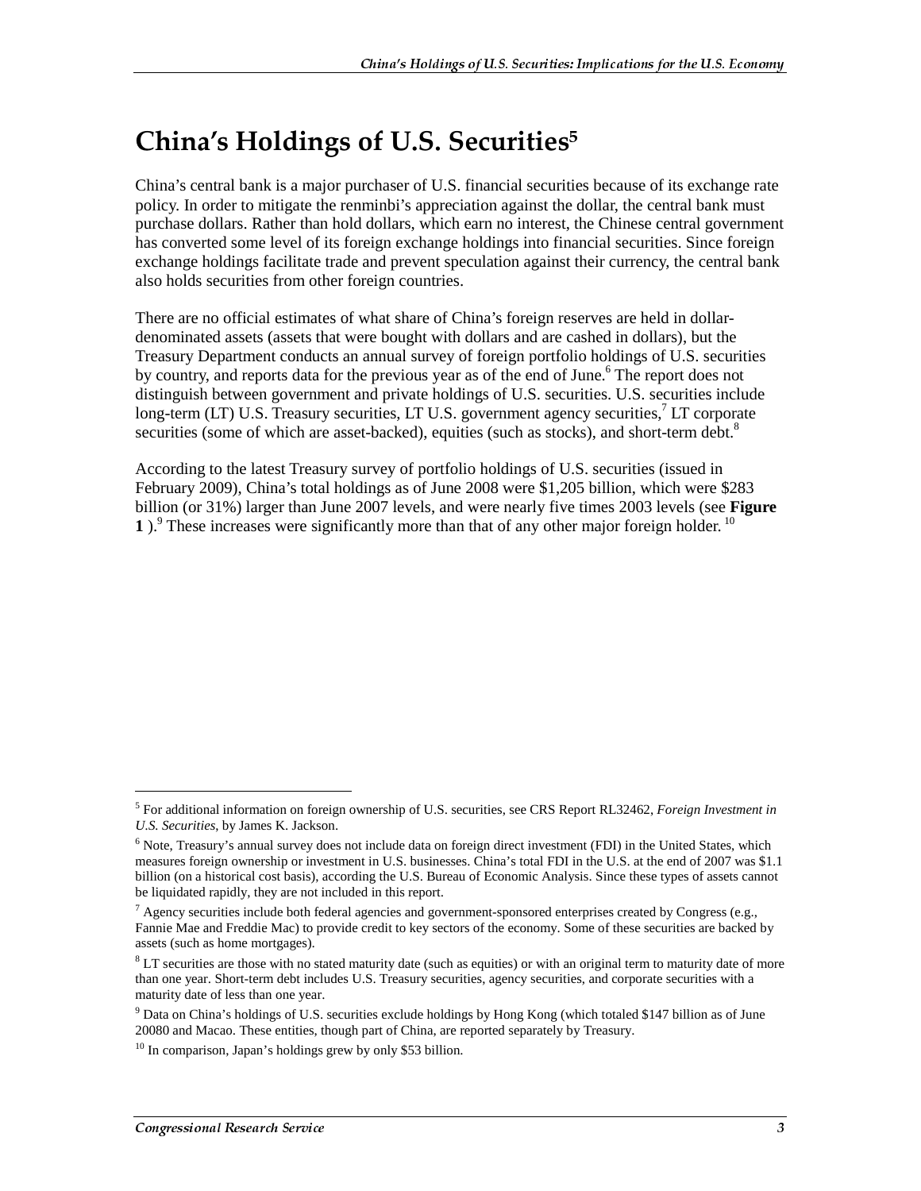# China's Holdings of U.S. Securities[5]

China's central bank is a major purchaser of U.S. financial securities because of its exchange rate policy. In order to mitigate the renminbi's appreciation against the dollar, the central bank must purchase dollars. Rather than hold dollars, which earn no interest, the Chinese central government has converted some level of its foreign exchange holdings into financial securities. Since foreign exchange holdings facilitate trade and prevent speculation against their currency, the central bank also holds securities from other foreign countries.

There are no official estimates of what share of China's foreign reserves are held in dollar-denominated assets (assets that were bought with dollars and are cashed in dollars), but the Treasury Department conducts an annual survey of foreign portfolio holdings of U.S. securities by country, and reports data for the previous year as of the end of June.[6] The report does not distinguish between government and private holdings of U.S. securities. U.S. securities include long-term (LT) U.S. Treasury securities, LT U.S. government agency securities,[7] LT corporate securities (some of which are asset-backed), equities (such as stocks), and short-term debt.[8]

According to the latest Treasury survey of portfolio holdings of U.S. securities (issued in February 2009), China's total holdings as of June 2008 were $1,205 billion, which were $283 billion (or 31%) larger than June 2007 levels, and were nearly five times 2003 levels (see **Figure 1** ).[9] These increases were significantly more than that of any other major foreign holder.[10]

---

[5] For additional information on foreign ownership of U.S. securities, see CRS Report RL32462, *Foreign Investment in U.S. Securities*, by James K. Jackson.

[6] Note, Treasury's annual survey does not include data on foreign direct investment (FDI) in the United States, which measures foreign ownership or investment in U.S. businesses. China's total FDI in the U.S. at the end of 2007 was $1.1 billion (on a historical cost basis), according the U.S. Bureau of Economic Analysis. Since these types of assets cannot be liquidated rapidly, they are not included in this report.

[7] Agency securities include both federal agencies and government-sponsored enterprises created by Congress (e.g., Fannie Mae and Freddie Mac) to provide credit to key sectors of the economy. Some of these securities are backed by assets (such as home mortgages).

[8] LT securities are those with no stated maturity date (such as equities) or with an original term to maturity date of more than one year. Short-term debt includes U.S. Treasury securities, agency securities, and corporate securities with a maturity date of less than one year.

[9] Data on China's holdings of U.S. securities exclude holdings by Hong Kong (which totaled $147 billion as of June 20080 and Macao. These entities, though part of China, are reported separately by Treasury.

[10] In comparison, Japan's holdings grew by only $53 billion.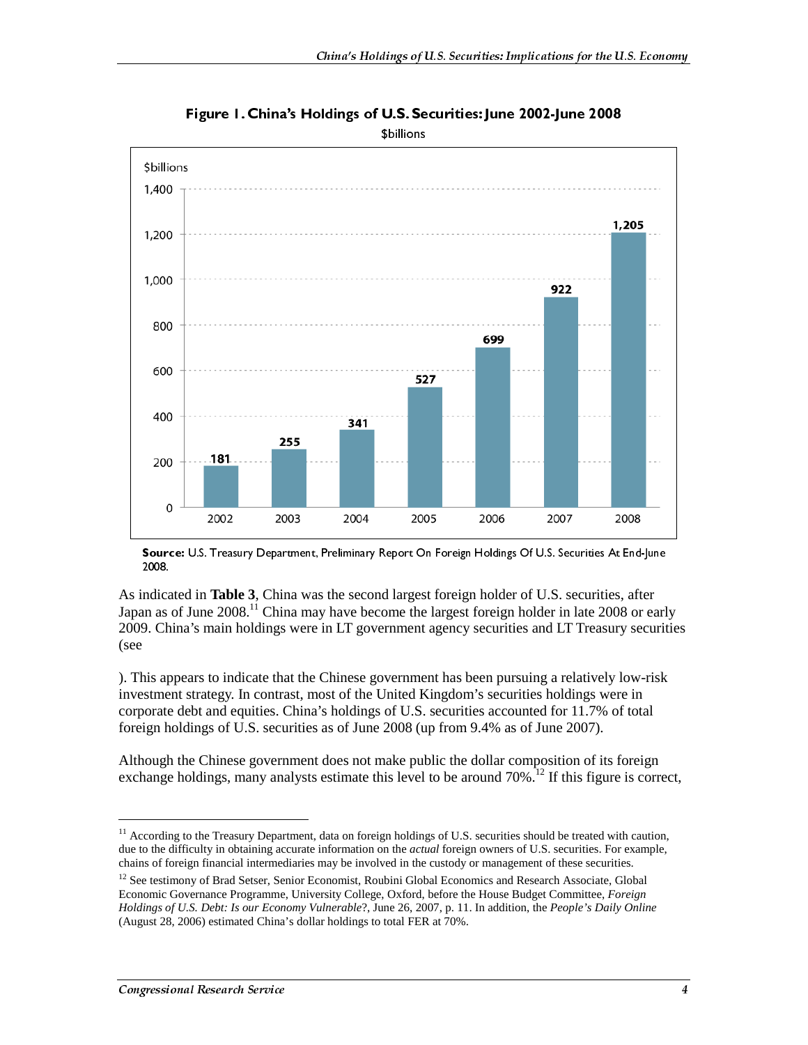**Figure 1. China's Holdings of U.S. Securities: June 2002-June 2008**

$billions

| Year | $billions |
|---|---|
| 2002 | 181 |
| 2003 | 255 |
| 2004 | 341 |
| 2005 | 527 |
| 2006 | 699 |
| 2007 | 922 |
| 2008 | 1,205 |

**Source:** U.S. Treasury Department, Preliminary Report On Foreign Holdings Of U.S. Securities At End-June 2008.

As indicated in **Table 3**, China was the second largest foreign holder of U.S. securities, after Japan as of June 2008.[11] China may have become the largest foreign holder in late 2008 or early 2009. China's main holdings were in LT government agency securities and LT Treasury securities (see

). This appears to indicate that the Chinese government has been pursuing a relatively low-risk investment strategy. In contrast, most of the United Kingdom's securities holdings were in corporate debt and equities. China's holdings of U.S. securities accounted for 11.7% of total foreign holdings of U.S. securities as of June 2008 (up from 9.4% as of June 2007).

Although the Chinese government does not make public the dollar composition of its foreign exchange holdings, many analysts estimate this level to be around 70%.[12] If this figure is correct,

---

[11] According to the Treasury Department, data on foreign holdings of U.S. securities should be treated with caution, due to the difficulty in obtaining accurate information on the *actual* foreign owners of U.S. securities. For example, chains of foreign financial intermediaries may be involved in the custody or management of these securities.

[12] See testimony of Brad Setser, Senior Economist, Roubini Global Economics and Research Associate, Global Economic Governance Programme, University College, Oxford, before the House Budget Committee, *Foreign Holdings of U.S. Debt: Is our Economy Vulnerable*?, June 26, 2007, p. 11. In addition, the *People's Daily Online* (August 28, 2006) estimated China's dollar holdings to total FER at 70%.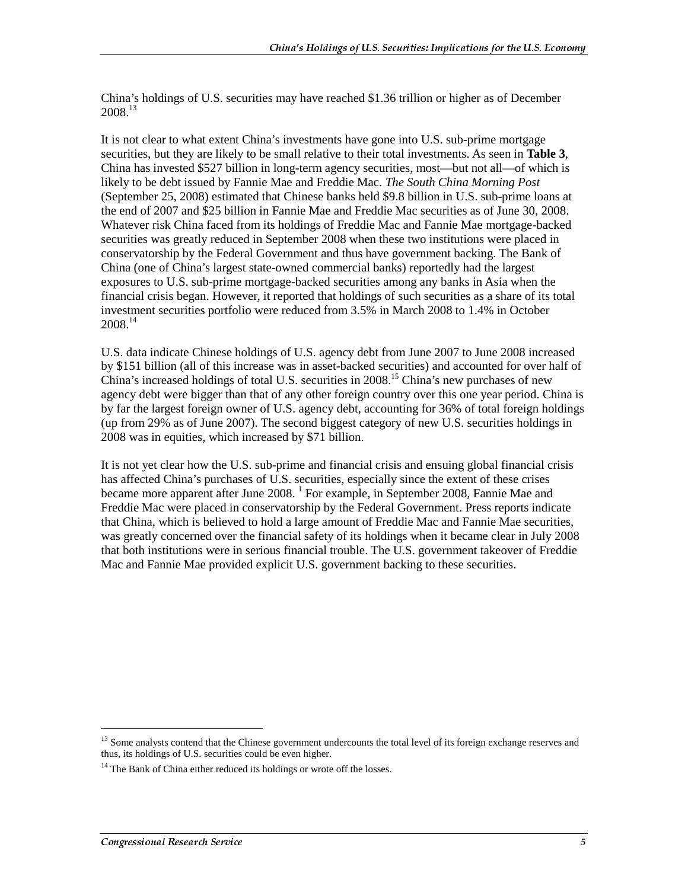China's holdings of U.S. securities may have reached $1.36 trillion or higher as of December 2008.[13]

It is not clear to what extent China's investments have gone into U.S. sub-prime mortgage securities, but they are likely to be small relative to their total investments. As seen in **Table 3**, China has invested $527 billion in long-term agency securities, most—but not all—of which is likely to be debt issued by Fannie Mae and Freddie Mac. *The South China Morning Post* (September 25, 2008) estimated that Chinese banks held $9.8 billion in U.S. sub-prime loans at the end of 2007 and $25 billion in Fannie Mae and Freddie Mac securities as of June 30, 2008. Whatever risk China faced from its holdings of Freddie Mac and Fannie Mae mortgage-backed securities was greatly reduced in September 2008 when these two institutions were placed in conservatorship by the Federal Government and thus have government backing. The Bank of China (one of China's largest state-owned commercial banks) reportedly had the largest exposures to U.S. sub-prime mortgage-backed securities among any banks in Asia when the financial crisis began. However, it reported that holdings of such securities as a share of its total investment securities portfolio were reduced from 3.5% in March 2008 to 1.4% in October 2008.[14]

U.S. data indicate Chinese holdings of U.S. agency debt from June 2007 to June 2008 increased by $151 billion (all of this increase was in asset-backed securities) and accounted for over half of China's increased holdings of total U.S. securities in 2008.[15] China's new purchases of new agency debt were bigger than that of any other foreign country over this one year period. China is by far the largest foreign owner of U.S. agency debt, accounting for 36% of total foreign holdings (up from 29% as of June 2007). The second biggest category of new U.S. securities holdings in 2008 was in equities, which increased by $71 billion.

It is not yet clear how the U.S. sub-prime and financial crisis and ensuing global financial crisis has affected China's purchases of U.S. securities, especially since the extent of these crises became more apparent after June 2008. [1] For example, in September 2008, Fannie Mae and Freddie Mac were placed in conservatorship by the Federal Government. Press reports indicate that China, which is believed to hold a large amount of Freddie Mac and Fannie Mae securities, was greatly concerned over the financial safety of its holdings when it became clear in July 2008 that both institutions were in serious financial trouble. The U.S. government takeover of Freddie Mac and Fannie Mae provided explicit U.S. government backing to these securities.

---

[13] Some analysts contend that the Chinese government undercounts the total level of its foreign exchange reserves and thus, its holdings of U.S. securities could be even higher.

[14] The Bank of China either reduced its holdings or wrote off the losses.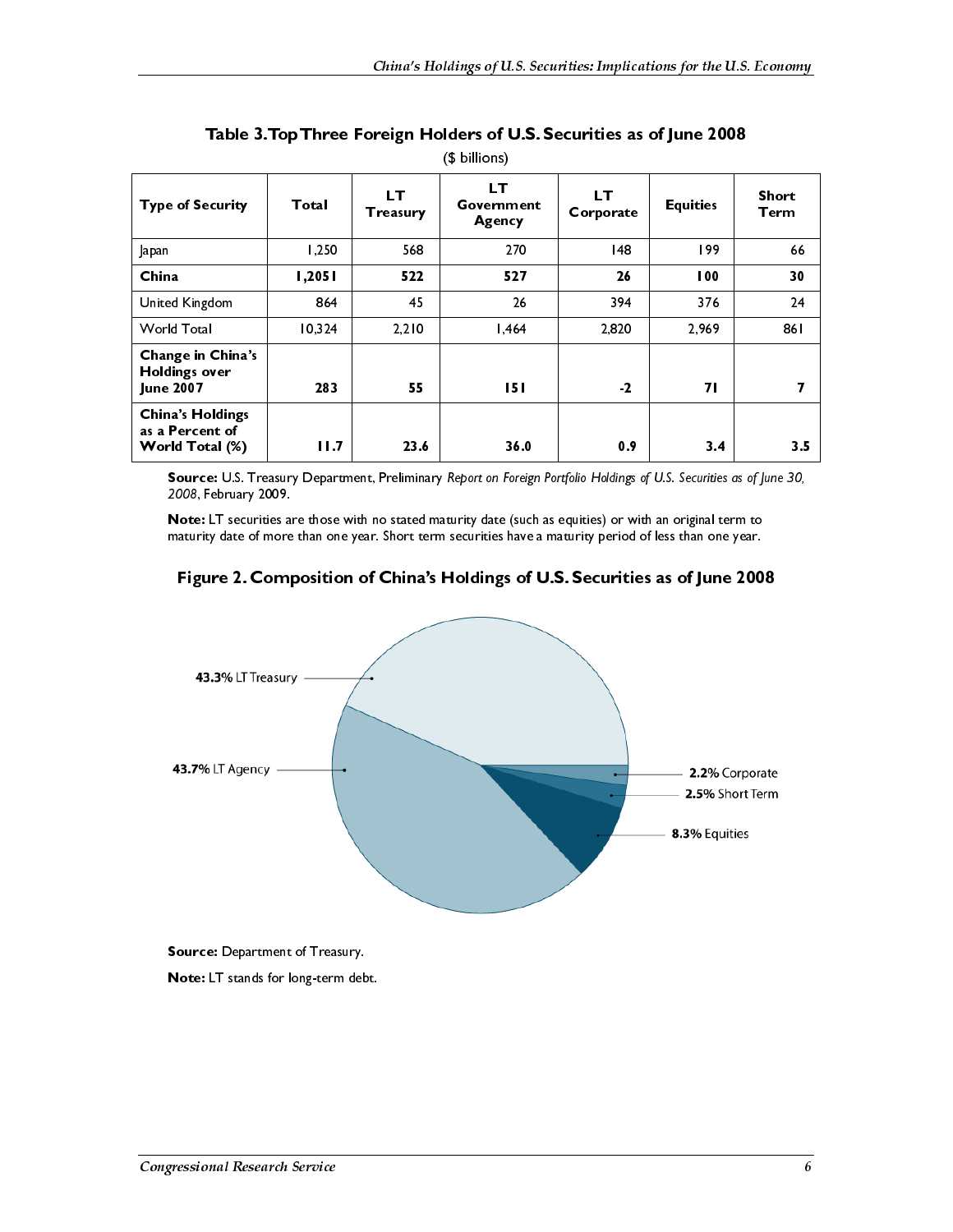### Table 3. Top Three Foreign Holders of U.S. Securities as of June 2008

($ billions)

| Type of Security | Total | LT Treasury | LT Government Agency | LT Corporate | Equities | Short Term |
|---|---|---|---|---|---|---|
| Japan | 1,250 | 568 | 270 | 148 | 199 | 66 |
| **China** | **1,2051** | **522** | **527** | **26** | **100** | **30** |
| United Kingdom | 864 | 45 | 26 | 394 | 376 | 24 |
| World Total | 10,324 | 2,210 | 1,464 | 2,820 | 2,969 | 861 |
| **Change in China's Holdings over June 2007** | **283** | **55** | **151** | **-2** | **71** | **7** |
| **China's Holdings as a Percent of World Total (%)** | **11.7** | **23.6** | **36.0** | **0.9** | **3.4** | **3.5** |

**Source:** U.S. Treasury Department, Preliminary *Report on Foreign Portfolio Holdings of U.S. Securities as of June 30, 2008*, February 2009.

**Note:** LT securities are those with no stated maturity date (such as equities) or with an original term to maturity date of more than one year. Short term securities have a maturity period of less than one year.

### Figure 2. Composition of China's Holdings of U.S. Securities as of June 2008

**43.3%** LT Treasury

**43.7%** LT Agency

**2.2%** Corporate

**2.5%** Short Term

**8.3%** Equities

**Source:** Department of Treasury.

**Note:** LT stands for long-term debt.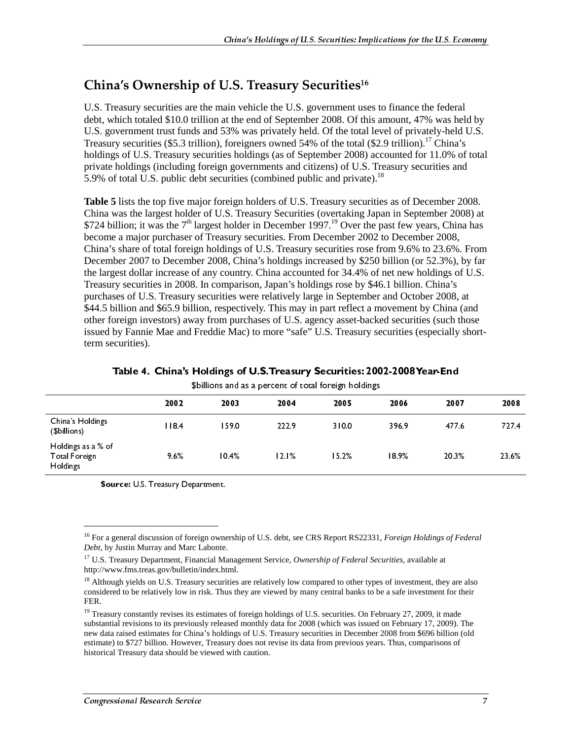## China's Ownership of U.S. Treasury Securities[16]

U.S. Treasury securities are the main vehicle the U.S. government uses to finance the federal debt, which totaled $10.0 trillion at the end of September 2008. Of this amount, 47% was held by U.S. government trust funds and 53% was privately held. Of the total level of privately-held U.S. Treasury securities ($5.3 trillion), foreigners owned 54% of the total ($2.9 trillion).[17] China's holdings of U.S. Treasury securities holdings (as of September 2008) accounted for 11.0% of total private holdings (including foreign governments and citizens) of U.S. Treasury securities and 5.9% of total U.S. public debt securities (combined public and private).[18]

**Table 5** lists the top five major foreign holders of U.S. Treasury securities as of December 2008. China was the largest holder of U.S. Treasury Securities (overtaking Japan in September 2008) at $724 billion; it was the 7th largest holder in December 1997.[19] Over the past few years, China has become a major purchaser of Treasury securities. From December 2002 to December 2008, China's share of total foreign holdings of U.S. Treasury securities rose from 9.6% to 23.6%. From December 2007 to December 2008, China's holdings increased by $250 billion (or 52.3%), by far the largest dollar increase of any country. China accounted for 34.4% of net new holdings of U.S. Treasury securities in 2008. In comparison, Japan's holdings rose by $46.1 billion. China's purchases of U.S. Treasury securities were relatively large in September and October 2008, at $44.5 billion and $65.9 billion, respectively. This may in part reflect a movement by China (and other foreign investors) away from purchases of U.S. agency asset-backed securities (such those issued by Fannie Mae and Freddie Mac) to more "safe" U.S. Treasury securities (especially short-term securities).

**Table 4. China's Holdings of U.S. Treasury Securities: 2002-2008 Year-End**

$billions and as a percent of total foreign holdings

| | 2002 | 2003 | 2004 | 2005 | 2006 | 2007 | 2008 |
|---|---|---|---|---|---|---|---|
| China's Holdings ($billions) | 118.4 | 159.0 | 222.9 | 310.0 | 396.9 | 477.6 | 727.4 |
| Holdings as a % of Total Foreign Holdings | 9.6% | 10.4% | 12.1% | 15.2% | 18.9% | 20.3% | 23.6% |

**Source:** U.S. Treasury Department.

---

[16] For a general discussion of foreign ownership of U.S. debt, see CRS Report RS22331, *Foreign Holdings of Federal Debt*, by Justin Murray and Marc Labonte.

[17] U.S. Treasury Department, Financial Management Service, *Ownership of Federal Securities*, available at http://www.fms.treas.gov/bulletin/index.html.

[18] Although yields on U.S. Treasury securities are relatively low compared to other types of investment, they are also considered to be relatively low in risk. Thus they are viewed by many central banks to be a safe investment for their FER.

[19] Treasury constantly revises its estimates of foreign holdings of U.S. securities. On February 27, 2009, it made substantial revisions to its previously released monthly data for 2008 (which was issued on February 17, 2009). The new data raised estimates for China's holdings of U.S. Treasury securities in December 2008 from $696 billion (old estimate) to $727 billion. However, Treasury does not revise its data from previous years. Thus, comparisons of historical Treasury data should be viewed with caution.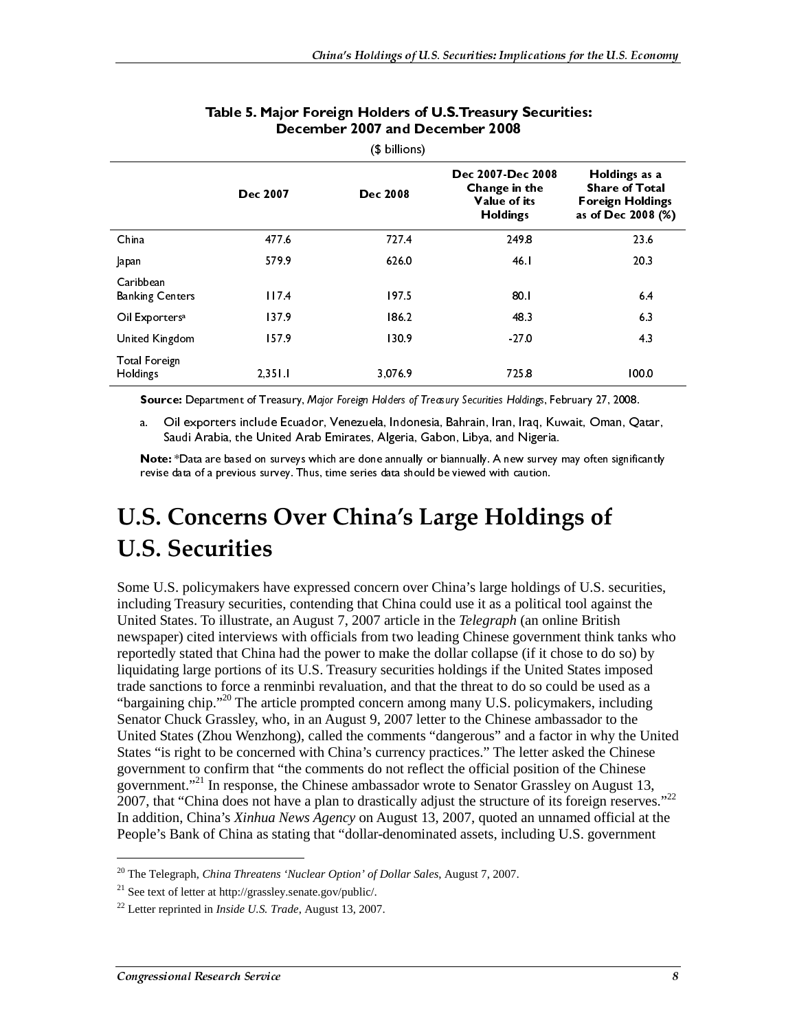**Table 5. Major Foreign Holders of U.S.Treasury Securities: December 2007 and December 2008**

($ billions)

| | Dec 2007 | Dec 2008 | Dec 2007-Dec 2008 Change in the Value of its Holdings | Holdings as a Share of Total Foreign Holdings as of Dec 2008 (%) |
|---|---|---|---|---|
| China | 477.6 | 727.4 | 249.8 | 23.6 |
| Japan | 579.9 | 626.0 | 46.1 | 20.3 |
| Caribbean Banking Centers | 117.4 | 197.5 | 80.1 | 6.4 |
| Oil Exporters[a] | 137.9 | 186.2 | 48.3 | 6.3 |
| United Kingdom | 157.9 | 130.9 | -27.0 | 4.3 |
| Total Foreign Holdings | 2,351.1 | 3,076.9 | 725.8 | 100.0 |

**Source:** Department of Treasury, *Major Foreign Holders of Treasury Securities Holdings*, February 27, 2008.

a. Oil exporters include Ecuador, Venezuela, Indonesia, Bahrain, Iran, Iraq, Kuwait, Oman, Qatar, Saudi Arabia, the United Arab Emirates, Algeria, Gabon, Libya, and Nigeria.

**Note:** *Data are based on surveys which are done annually or biannually. A new survey may often significantly revise data of a previous survey. Thus, time series data should be viewed with caution.

# U.S. Concerns Over China's Large Holdings of U.S. Securities

Some U.S. policymakers have expressed concern over China's large holdings of U.S. securities, including Treasury securities, contending that China could use it as a political tool against the United States. To illustrate, an August 7, 2007 article in the *Telegraph* (an online British newspaper) cited interviews with officials from two leading Chinese government think tanks who reportedly stated that China had the power to make the dollar collapse (if it chose to do so) by liquidating large portions of its U.S. Treasury securities holdings if the United States imposed trade sanctions to force a renminbi revaluation, and that the threat to do so could be used as a "bargaining chip."[20] The article prompted concern among many U.S. policymakers, including Senator Chuck Grassley, who, in an August 9, 2007 letter to the Chinese ambassador to the United States (Zhou Wenzhong), called the comments "dangerous" and a factor in why the United States "is right to be concerned with China's currency practices." The letter asked the Chinese government to confirm that "the comments do not reflect the official position of the Chinese government."[21] In response, the Chinese ambassador wrote to Senator Grassley on August 13, 2007, that "China does not have a plan to drastically adjust the structure of its foreign reserves."[22] In addition, China's *Xinhua News Agency* on August 13, 2007, quoted an unnamed official at the People's Bank of China as stating that "dollar-denominated assets, including U.S. government

---

[20] The Telegraph, *China Threatens 'Nuclear Option' of Dollar Sales*, August 7, 2007.

[21] See text of letter at http://grassley.senate.gov/public/.

[22] Letter reprinted in *Inside U.S. Trade*, August 13, 2007.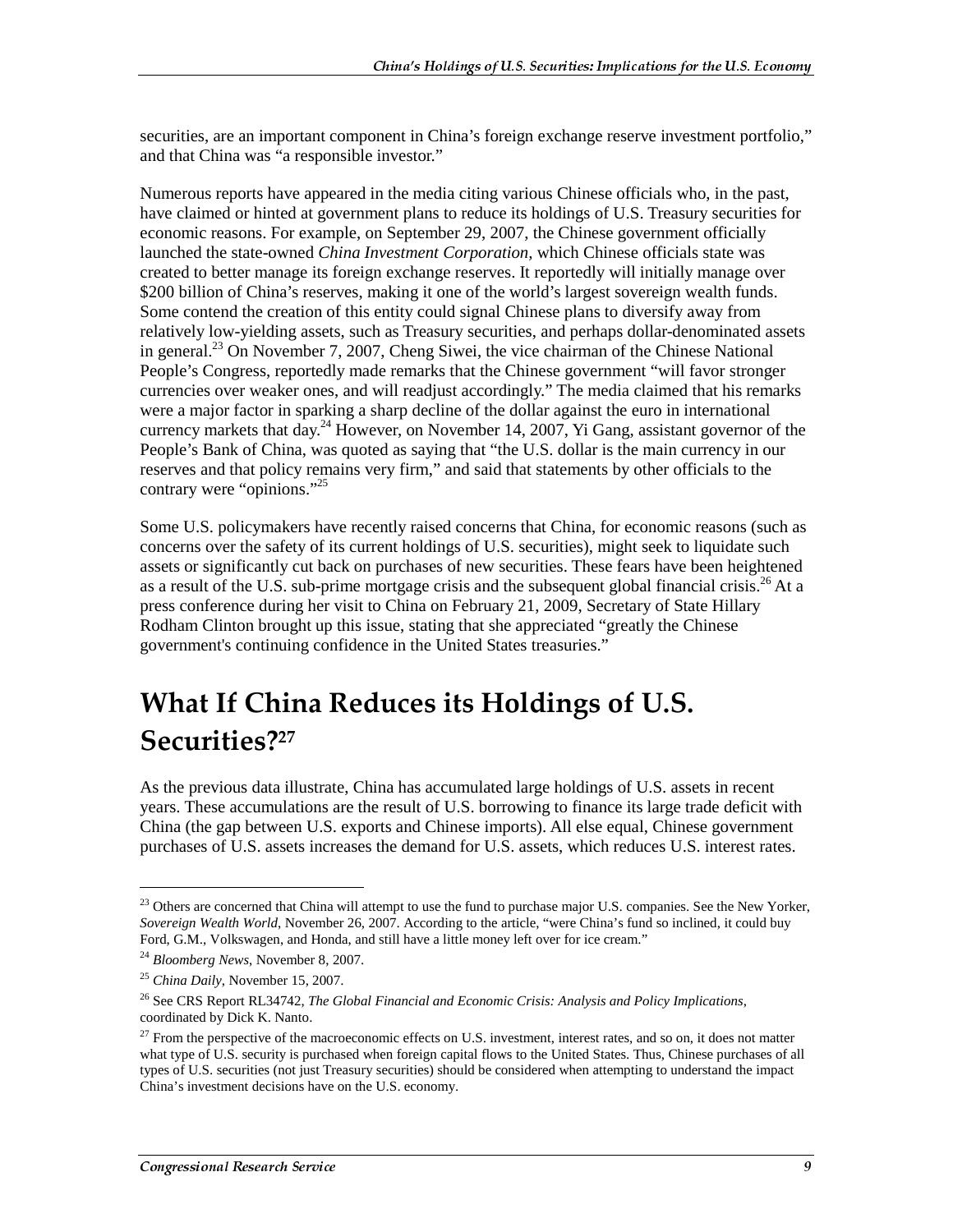securities, are an important component in China's foreign exchange reserve investment portfolio," and that China was "a responsible investor."

Numerous reports have appeared in the media citing various Chinese officials who, in the past, have claimed or hinted at government plans to reduce its holdings of U.S. Treasury securities for economic reasons. For example, on September 29, 2007, the Chinese government officially launched the state-owned *China Investment Corporation*, which Chinese officials state was created to better manage its foreign exchange reserves. It reportedly will initially manage over $200 billion of China's reserves, making it one of the world's largest sovereign wealth funds. Some contend the creation of this entity could signal Chinese plans to diversify away from relatively low-yielding assets, such as Treasury securities, and perhaps dollar-denominated assets in general.[23] On November 7, 2007, Cheng Siwei, the vice chairman of the Chinese National People's Congress, reportedly made remarks that the Chinese government "will favor stronger currencies over weaker ones, and will readjust accordingly." The media claimed that his remarks were a major factor in sparking a sharp decline of the dollar against the euro in international currency markets that day.[24] However, on November 14, 2007, Yi Gang, assistant governor of the People's Bank of China, was quoted as saying that "the U.S. dollar is the main currency in our reserves and that policy remains very firm," and said that statements by other officials to the contrary were "opinions."[25]

Some U.S. policymakers have recently raised concerns that China, for economic reasons (such as concerns over the safety of its current holdings of U.S. securities), might seek to liquidate such assets or significantly cut back on purchases of new securities. These fears have been heightened as a result of the U.S. sub-prime mortgage crisis and the subsequent global financial crisis.[26] At a press conference during her visit to China on February 21, 2009, Secretary of State Hillary Rodham Clinton brought up this issue, stating that she appreciated "greatly the Chinese government's continuing confidence in the United States treasuries."

# What If China Reduces its Holdings of U.S. Securities?[27]

As the previous data illustrate, China has accumulated large holdings of U.S. assets in recent years. These accumulations are the result of U.S. borrowing to finance its large trade deficit with China (the gap between U.S. exports and Chinese imports). All else equal, Chinese government purchases of U.S. assets increases the demand for U.S. assets, which reduces U.S. interest rates.

---

[23] Others are concerned that China will attempt to use the fund to purchase major U.S. companies. See the New Yorker, *Sovereign Wealth World*, November 26, 2007. According to the article, "were China's fund so inclined, it could buy Ford, G.M., Volkswagen, and Honda, and still have a little money left over for ice cream."

[24] *Bloomberg News*, November 8, 2007.

[25] *China Daily*, November 15, 2007.

[26] See CRS Report RL34742, *The Global Financial and Economic Crisis: Analysis and Policy Implications*, coordinated by Dick K. Nanto.

[27] From the perspective of the macroeconomic effects on U.S. investment, interest rates, and so on, it does not matter what type of U.S. security is purchased when foreign capital flows to the United States. Thus, Chinese purchases of all types of U.S. securities (not just Treasury securities) should be considered when attempting to understand the impact China's investment decisions have on the U.S. economy.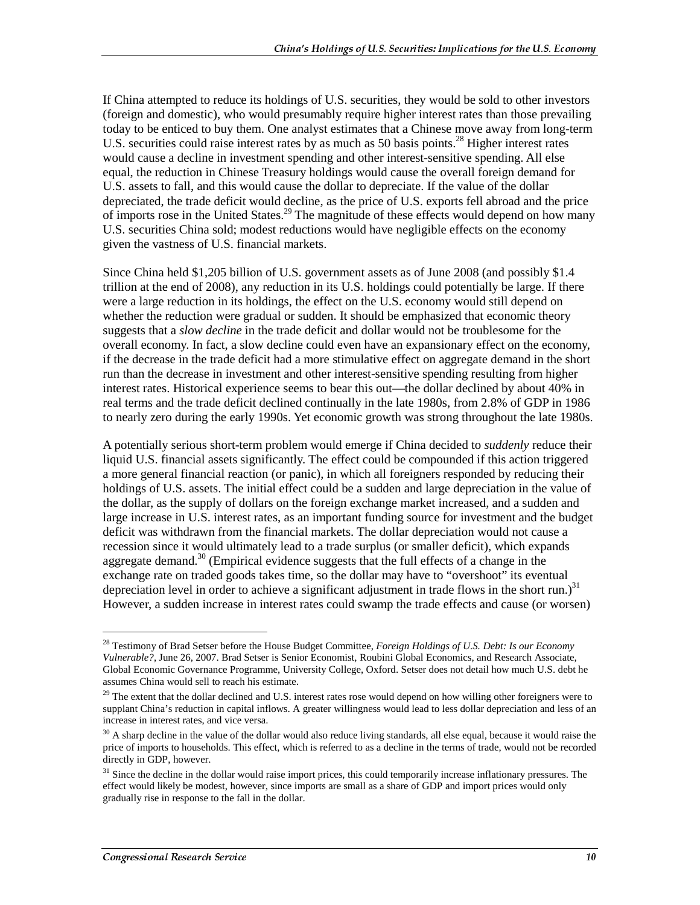If China attempted to reduce its holdings of U.S. securities, they would be sold to other investors (foreign and domestic), who would presumably require higher interest rates than those prevailing today to be enticed to buy them. One analyst estimates that a Chinese move away from long-term U.S. securities could raise interest rates by as much as 50 basis points.[28] Higher interest rates would cause a decline in investment spending and other interest-sensitive spending. All else equal, the reduction in Chinese Treasury holdings would cause the overall foreign demand for U.S. assets to fall, and this would cause the dollar to depreciate. If the value of the dollar depreciated, the trade deficit would decline, as the price of U.S. exports fell abroad and the price of imports rose in the United States.[29] The magnitude of these effects would depend on how many U.S. securities China sold; modest reductions would have negligible effects on the economy given the vastness of U.S. financial markets.

Since China held $1,205 billion of U.S. government assets as of June 2008 (and possibly $1.4 trillion at the end of 2008), any reduction in its U.S. holdings could potentially be large. If there were a large reduction in its holdings, the effect on the U.S. economy would still depend on whether the reduction were gradual or sudden. It should be emphasized that economic theory suggests that a *slow decline* in the trade deficit and dollar would not be troublesome for the overall economy. In fact, a slow decline could even have an expansionary effect on the economy, if the decrease in the trade deficit had a more stimulative effect on aggregate demand in the short run than the decrease in investment and other interest-sensitive spending resulting from higher interest rates. Historical experience seems to bear this out—the dollar declined by about 40% in real terms and the trade deficit declined continually in the late 1980s, from 2.8% of GDP in 1986 to nearly zero during the early 1990s. Yet economic growth was strong throughout the late 1980s.

A potentially serious short-term problem would emerge if China decided to *suddenly* reduce their liquid U.S. financial assets significantly. The effect could be compounded if this action triggered a more general financial reaction (or panic), in which all foreigners responded by reducing their holdings of U.S. assets. The initial effect could be a sudden and large depreciation in the value of the dollar, as the supply of dollars on the foreign exchange market increased, and a sudden and large increase in U.S. interest rates, as an important funding source for investment and the budget deficit was withdrawn from the financial markets. The dollar depreciation would not cause a recession since it would ultimately lead to a trade surplus (or smaller deficit), which expands aggregate demand.[30] (Empirical evidence suggests that the full effects of a change in the exchange rate on traded goods takes time, so the dollar may have to "overshoot" its eventual depreciation level in order to achieve a significant adjustment in trade flows in the short run.)[31] However, a sudden increase in interest rates could swamp the trade effects and cause (or worsen)

---

[28] Testimony of Brad Setser before the House Budget Committee, *Foreign Holdings of U.S. Debt: Is our Economy Vulnerable?*, June 26, 2007. Brad Setser is Senior Economist, Roubini Global Economics, and Research Associate, Global Economic Governance Programme, University College, Oxford. Setser does not detail how much U.S. debt he assumes China would sell to reach his estimate.

[29] The extent that the dollar declined and U.S. interest rates rose would depend on how willing other foreigners were to supplant China's reduction in capital inflows. A greater willingness would lead to less dollar depreciation and less of an increase in interest rates, and vice versa.

[30] A sharp decline in the value of the dollar would also reduce living standards, all else equal, because it would raise the price of imports to households. This effect, which is referred to as a decline in the terms of trade, would not be recorded directly in GDP, however.

[31] Since the decline in the dollar would raise import prices, this could temporarily increase inflationary pressures. The effect would likely be modest, however, since imports are small as a share of GDP and import prices would only gradually rise in response to the fall in the dollar.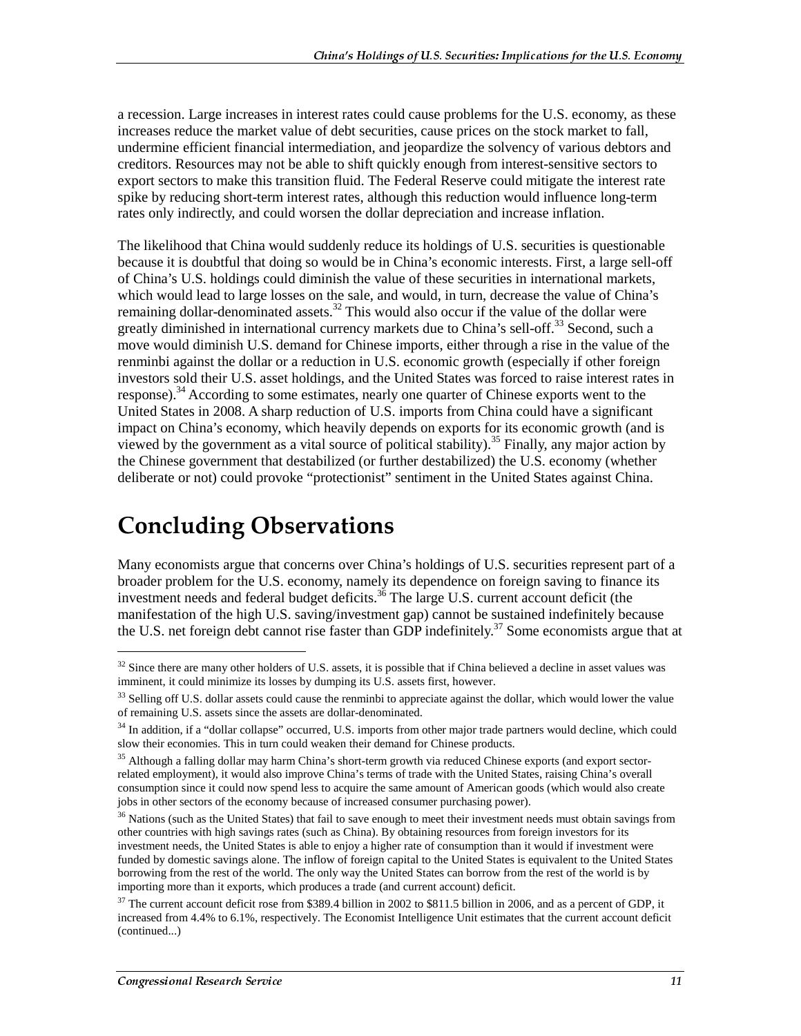a recession. Large increases in interest rates could cause problems for the U.S. economy, as these increases reduce the market value of debt securities, cause prices on the stock market to fall, undermine efficient financial intermediation, and jeopardize the solvency of various debtors and creditors. Resources may not be able to shift quickly enough from interest-sensitive sectors to export sectors to make this transition fluid. The Federal Reserve could mitigate the interest rate spike by reducing short-term interest rates, although this reduction would influence long-term rates only indirectly, and could worsen the dollar depreciation and increase inflation.

The likelihood that China would suddenly reduce its holdings of U.S. securities is questionable because it is doubtful that doing so would be in China's economic interests. First, a large sell-off of China's U.S. holdings could diminish the value of these securities in international markets, which would lead to large losses on the sale, and would, in turn, decrease the value of China's remaining dollar-denominated assets.[32] This would also occur if the value of the dollar were greatly diminished in international currency markets due to China's sell-off.[33] Second, such a move would diminish U.S. demand for Chinese imports, either through a rise in the value of the renminbi against the dollar or a reduction in U.S. economic growth (especially if other foreign investors sold their U.S. asset holdings, and the United States was forced to raise interest rates in response).[34] According to some estimates, nearly one quarter of Chinese exports went to the United States in 2008. A sharp reduction of U.S. imports from China could have a significant impact on China's economy, which heavily depends on exports for its economic growth (and is viewed by the government as a vital source of political stability).[35] Finally, any major action by the Chinese government that destabilized (or further destabilized) the U.S. economy (whether deliberate or not) could provoke "protectionist" sentiment in the United States against China.

# Concluding Observations

Many economists argue that concerns over China's holdings of U.S. securities represent part of a broader problem for the U.S. economy, namely its dependence on foreign saving to finance its investment needs and federal budget deficits.[36] The large U.S. current account deficit (the manifestation of the high U.S. saving/investment gap) cannot be sustained indefinitely because the U.S. net foreign debt cannot rise faster than GDP indefinitely.[37] Some economists argue that at

---

[32] Since there are many other holders of U.S. assets, it is possible that if China believed a decline in asset values was imminent, it could minimize its losses by dumping its U.S. assets first, however.

[33] Selling off U.S. dollar assets could cause the renminbi to appreciate against the dollar, which would lower the value of remaining U.S. assets since the assets are dollar-denominated.

[34] In addition, if a "dollar collapse" occurred, U.S. imports from other major trade partners would decline, which could slow their economies. This in turn could weaken their demand for Chinese products.

[35] Although a falling dollar may harm China's short-term growth via reduced Chinese exports (and export sector-related employment), it would also improve China's terms of trade with the United States, raising China's overall consumption since it could now spend less to acquire the same amount of American goods (which would also create jobs in other sectors of the economy because of increased consumer purchasing power).

[36] Nations (such as the United States) that fail to save enough to meet their investment needs must obtain savings from other countries with high savings rates (such as China). By obtaining resources from foreign investors for its investment needs, the United States is able to enjoy a higher rate of consumption than it would if investment were funded by domestic savings alone. The inflow of foreign capital to the United States is equivalent to the United States borrowing from the rest of the world. The only way the United States can borrow from the rest of the world is by importing more than it exports, which produces a trade (and current account) deficit.

[37] The current account deficit rose from $389.4 billion in 2002 to $811.5 billion in 2006, and as a percent of GDP, it increased from 4.4% to 6.1%, respectively. The Economist Intelligence Unit estimates that the current account deficit (continued...)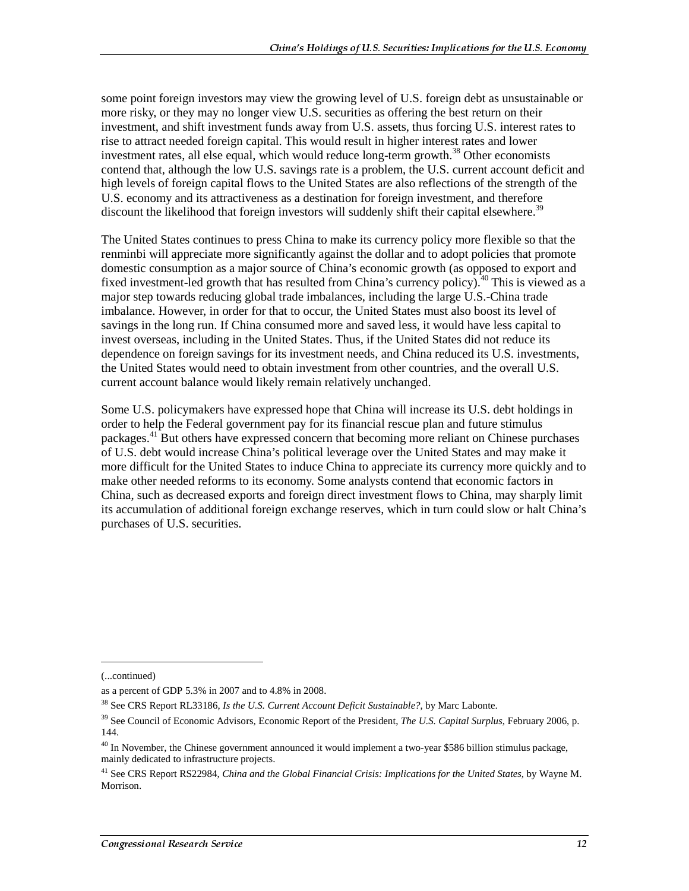some point foreign investors may view the growing level of U.S. foreign debt as unsustainable or more risky, or they may no longer view U.S. securities as offering the best return on their investment, and shift investment funds away from U.S. assets, thus forcing U.S. interest rates to rise to attract needed foreign capital. This would result in higher interest rates and lower investment rates, all else equal, which would reduce long-term growth.[38] Other economists contend that, although the low U.S. savings rate is a problem, the U.S. current account deficit and high levels of foreign capital flows to the United States are also reflections of the strength of the U.S. economy and its attractiveness as a destination for foreign investment, and therefore discount the likelihood that foreign investors will suddenly shift their capital elsewhere.[39]

The United States continues to press China to make its currency policy more flexible so that the renminbi will appreciate more significantly against the dollar and to adopt policies that promote domestic consumption as a major source of China's economic growth (as opposed to export and fixed investment-led growth that has resulted from China's currency policy).[40] This is viewed as a major step towards reducing global trade imbalances, including the large U.S.-China trade imbalance. However, in order for that to occur, the United States must also boost its level of savings in the long run. If China consumed more and saved less, it would have less capital to invest overseas, including in the United States. Thus, if the United States did not reduce its dependence on foreign savings for its investment needs, and China reduced its U.S. investments, the United States would need to obtain investment from other countries, and the overall U.S. current account balance would likely remain relatively unchanged.

Some U.S. policymakers have expressed hope that China will increase its U.S. debt holdings in order to help the Federal government pay for its financial rescue plan and future stimulus packages.[41] But others have expressed concern that becoming more reliant on Chinese purchases of U.S. debt would increase China's political leverage over the United States and may make it more difficult for the United States to induce China to appreciate its currency more quickly and to make other needed reforms to its economy. Some analysts contend that economic factors in China, such as decreased exports and foreign direct investment flows to China, may sharply limit its accumulation of additional foreign exchange reserves, which in turn could slow or halt China's purchases of U.S. securities.

---

(...continued)

as a percent of GDP 5.3% in 2007 and to 4.8% in 2008.

[38] See CRS Report RL33186, *Is the U.S. Current Account Deficit Sustainable?*, by Marc Labonte.

[39] See Council of Economic Advisors, Economic Report of the President, *The U.S. Capital Surplus*, February 2006, p. 144.

[40] In November, the Chinese government announced it would implement a two-year $586 billion stimulus package, mainly dedicated to infrastructure projects.

[41] See CRS Report RS22984, *China and the Global Financial Crisis: Implications for the United States*, by Wayne M. Morrison.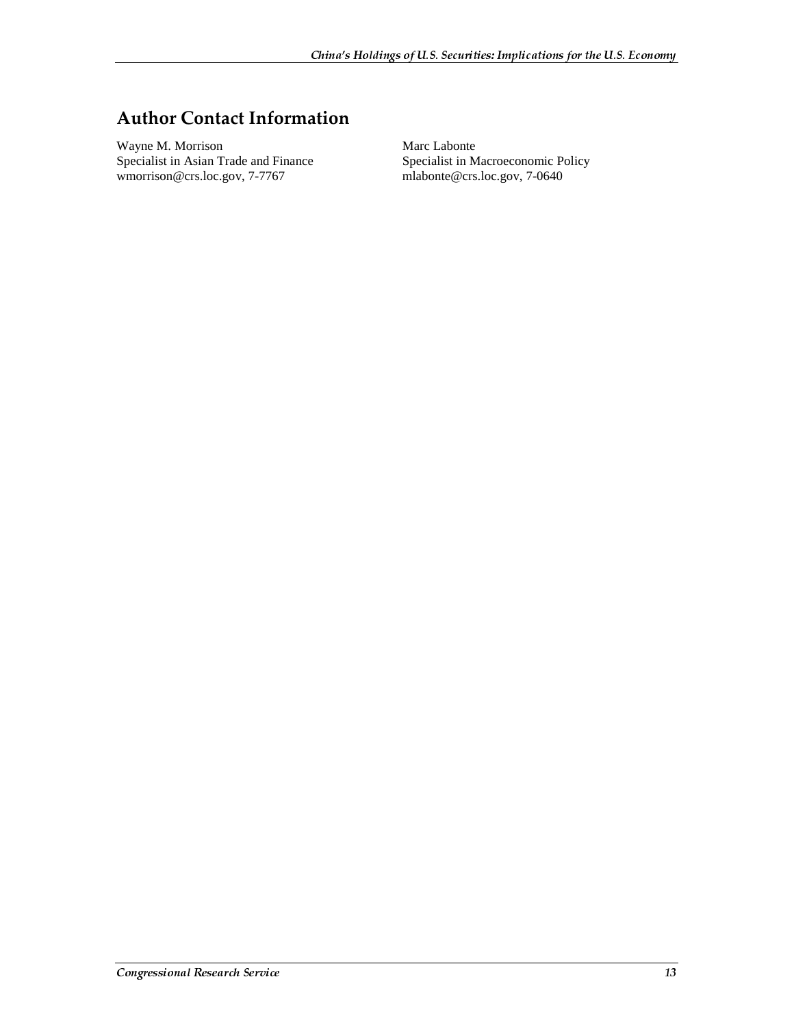## Author Contact Information

Wayne M. Morrison
Specialist in Asian Trade and Finance
wmorrison@crs.loc.gov, 7-7767

Marc Labonte
Specialist in Macroeconomic Policy
mlabonte@crs.loc.gov, 7-0640